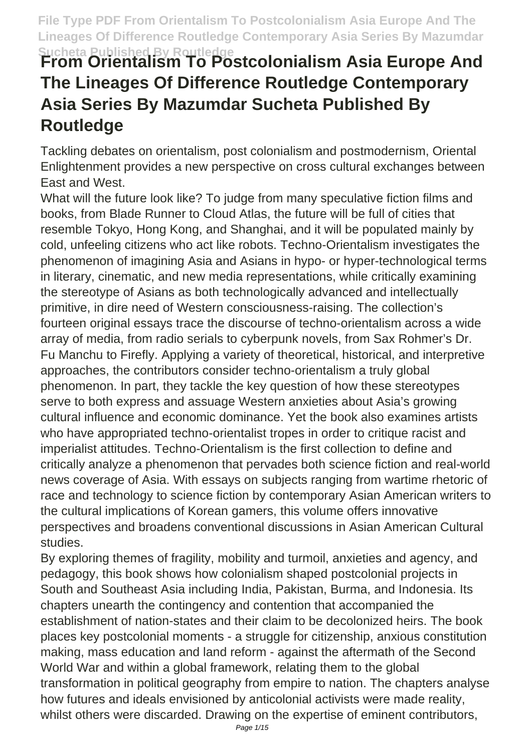# From Orientalism To Postcolonialism Asia Europe And The Lineages Of Difference Routledge Contemporary Asia Series By Mazumdar Sucheta Published By Routledge

Tackling debates on orientalism, post colonialism and postmodernism, Oriental Enlightenment provides a new perspective on cross cultural exchanges between East and West.

What will the future look like? To judge from many speculative fiction films and books, from Blade Runner to Cloud Atlas, the future will be full of cities that resemble Tokyo, Hong Kong, and Shanghai, and it will be populated mainly by cold, unfeeling citizens who act like robots. Techno-Orientalism investigates the phenomenon of imagining Asia and Asians in hypo- or hyper-technological terms in literary, cinematic, and new media representations, while critically examining the stereotype of Asians as both technologically advanced and intellectually primitive, in dire need of Western consciousness-raising. The collection's fourteen original essays trace the discourse of techno-orientalism across a wide array of media, from radio serials to cyberpunk novels, from Sax Rohmer's Dr. Fu Manchu to Firefly. Applying a variety of theoretical, historical, and interpretive approaches, the contributors consider techno-orientalism a truly global phenomenon. In part, they tackle the key question of how these stereotypes serve to both express and assuage Western anxieties about Asia's growing cultural influence and economic dominance. Yet the book also examines artists who have appropriated techno-orientalist tropes in order to critique racist and imperialist attitudes. Techno-Orientalism is the first collection to define and critically analyze a phenomenon that pervades both science fiction and real-world news coverage of Asia. With essays on subjects ranging from wartime rhetoric of race and technology to science fiction by contemporary Asian American writers to the cultural implications of Korean gamers, this volume offers innovative perspectives and broadens conventional discussions in Asian American Cultural studies.

By exploring themes of fragility, mobility and turmoil, anxieties and agency, and pedagogy, this book shows how colonialism shaped postcolonial projects in South and Southeast Asia including India, Pakistan, Burma, and Indonesia. Its chapters unearth the contingency and contention that accompanied the establishment of nation-states and their claim to be decolonized heirs. The book places key postcolonial moments - a struggle for citizenship, anxious constitution making, mass education and land reform - against the aftermath of the Second World War and within a global framework, relating them to the global transformation in political geography from empire to nation. The chapters analyse how futures and ideals envisioned by anticolonial activists were made reality, whilst others were discarded. Drawing on the expertise of eminent contributors,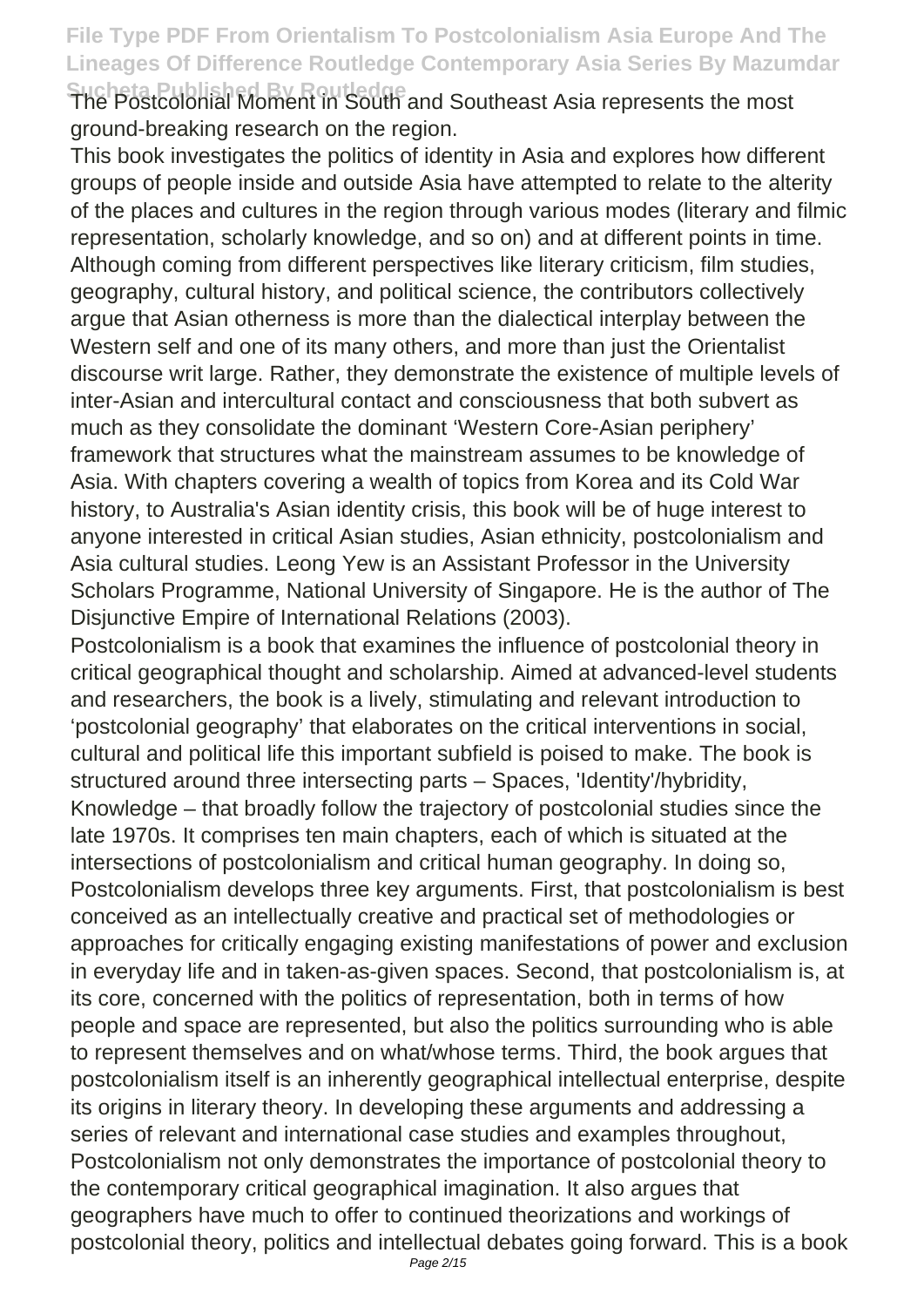The Postcolonial Moment in South and Southeast Asia represents the most ground-breaking research on the region.

This book investigates the politics of identity in Asia and explores how different groups of people inside and outside Asia have attempted to relate to the alterity of the places and cultures in the region through various modes (literary and filmic representation, scholarly knowledge, and so on) and at different points in time. Although coming from different perspectives like literary criticism, film studies, geography, cultural history, and political science, the contributors collectively argue that Asian otherness is more than the dialectical interplay between the Western self and one of its many others, and more than just the Orientalist discourse writ large. Rather, they demonstrate the existence of multiple levels of inter-Asian and intercultural contact and consciousness that both subvert as much as they consolidate the dominant 'Western Core-Asian periphery' framework that structures what the mainstream assumes to be knowledge of Asia. With chapters covering a wealth of topics from Korea and its Cold War history, to Australia's Asian identity crisis, this book will be of huge interest to anyone interested in critical Asian studies, Asian ethnicity, postcolonialism and Asia cultural studies. Leong Yew is an Assistant Professor in the University Scholars Programme, National University of Singapore. He is the author of The Disjunctive Empire of International Relations (2003).

Postcolonialism is a book that examines the influence of postcolonial theory in critical geographical thought and scholarship. Aimed at advanced-level students and researchers, the book is a lively, stimulating and relevant introduction to 'postcolonial geography' that elaborates on the critical interventions in social, cultural and political life this important subfield is poised to make. The book is structured around three intersecting parts – Spaces, 'Identity'/hybridity, Knowledge – that broadly follow the trajectory of postcolonial studies since the late 1970s. It comprises ten main chapters, each of which is situated at the intersections of postcolonialism and critical human geography. In doing so, Postcolonialism develops three key arguments. First, that postcolonialism is best conceived as an intellectually creative and practical set of methodologies or approaches for critically engaging existing manifestations of power and exclusion in everyday life and in taken-as-given spaces. Second, that postcolonialism is, at its core, concerned with the politics of representation, both in terms of how people and space are represented, but also the politics surrounding who is able to represent themselves and on what/whose terms. Third, the book argues that postcolonialism itself is an inherently geographical intellectual enterprise, despite its origins in literary theory. In developing these arguments and addressing a series of relevant and international case studies and examples throughout, Postcolonialism not only demonstrates the importance of postcolonial theory to the contemporary critical geographical imagination. It also argues that geographers have much to offer to continued theorizations and workings of postcolonial theory, politics and intellectual debates going forward. This is a book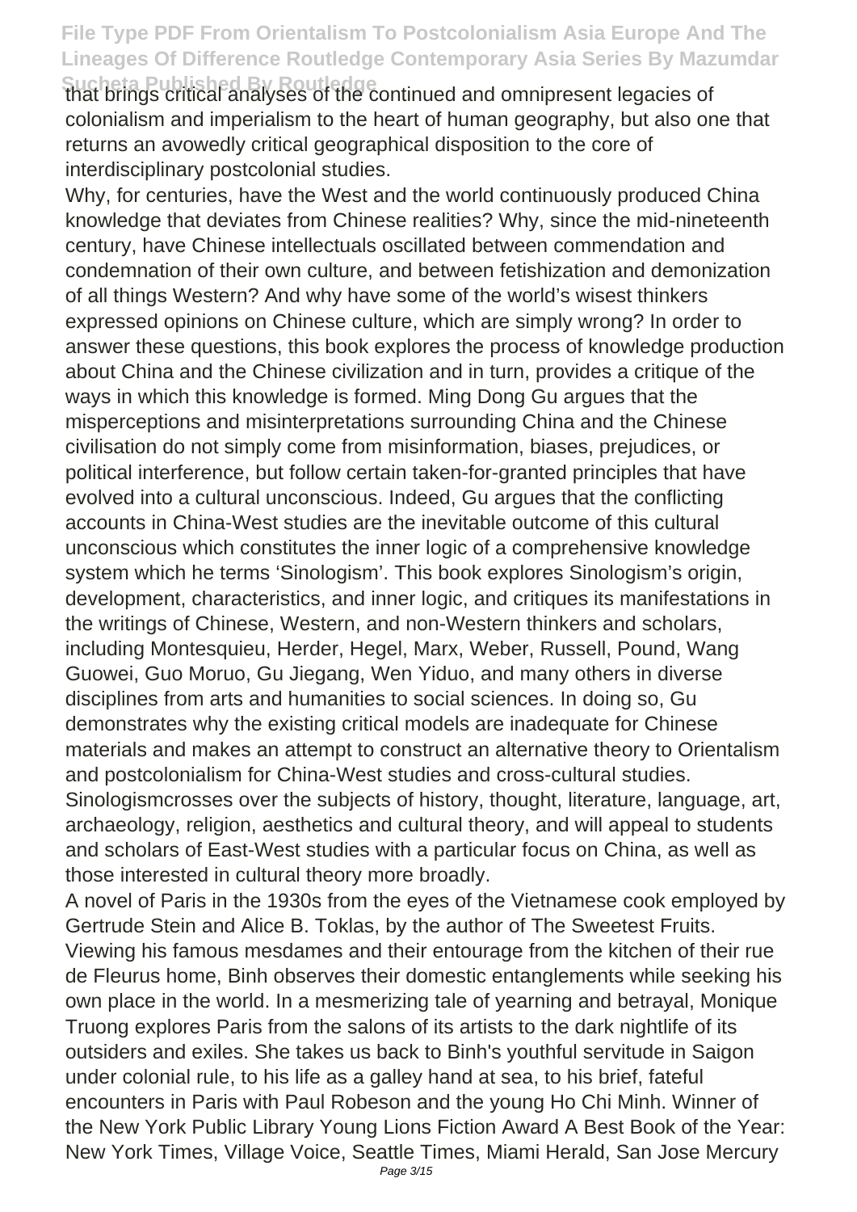that brings critical analyses of the continued and omnipresent legacies of colonialism and imperialism to the heart of human geography, but also one that returns an avowedly critical geographical disposition to the core of interdisciplinary postcolonial studies.

Why, for centuries, have the West and the world continuously produced China knowledge that deviates from Chinese realities? Why, since the mid-nineteenth century, have Chinese intellectuals oscillated between commendation and condemnation of their own culture, and between fetishization and demonization of all things Western? And why have some of the world's wisest thinkers expressed opinions on Chinese culture, which are simply wrong? In order to answer these questions, this book explores the process of knowledge production about China and the Chinese civilization and in turn, provides a critique of the ways in which this knowledge is formed. Ming Dong Gu argues that the misperceptions and misinterpretations surrounding China and the Chinese civilisation do not simply come from misinformation, biases, prejudices, or political interference, but follow certain taken-for-granted principles that have evolved into a cultural unconscious. Indeed, Gu argues that the conflicting accounts in China-West studies are the inevitable outcome of this cultural unconscious which constitutes the inner logic of a comprehensive knowledge system which he terms 'Sinologism'. This book explores Sinologism's origin, development, characteristics, and inner logic, and critiques its manifestations in the writings of Chinese, Western, and non-Western thinkers and scholars, including Montesquieu, Herder, Hegel, Marx, Weber, Russell, Pound, Wang Guowei, Guo Moruo, Gu Jiegang, Wen Yiduo, and many others in diverse disciplines from arts and humanities to social sciences. In doing so, Gu demonstrates why the existing critical models are inadequate for Chinese materials and makes an attempt to construct an alternative theory to Orientalism and postcolonialism for China-West studies and cross-cultural studies. Sinologismcrosses over the subjects of history, thought, literature, language, art, archaeology, religion, aesthetics and cultural theory, and will appeal to students and scholars of East-West studies with a particular focus on China, as well as those interested in cultural theory more broadly.

A novel of Paris in the 1930s from the eyes of the Vietnamese cook employed by Gertrude Stein and Alice B. Toklas, by the author of The Sweetest Fruits. Viewing his famous mesdames and their entourage from the kitchen of their rue de Fleurus home, Binh observes their domestic entanglements while seeking his own place in the world. In a mesmerizing tale of yearning and betrayal, Monique Truong explores Paris from the salons of its artists to the dark nightlife of its outsiders and exiles. She takes us back to Binh's youthful servitude in Saigon under colonial rule, to his life as a galley hand at sea, to his brief, fateful encounters in Paris with Paul Robeson and the young Ho Chi Minh. Winner of the New York Public Library Young Lions Fiction Award A Best Book of the Year: New York Times, Village Voice, Seattle Times, Miami Herald, San Jose Mercury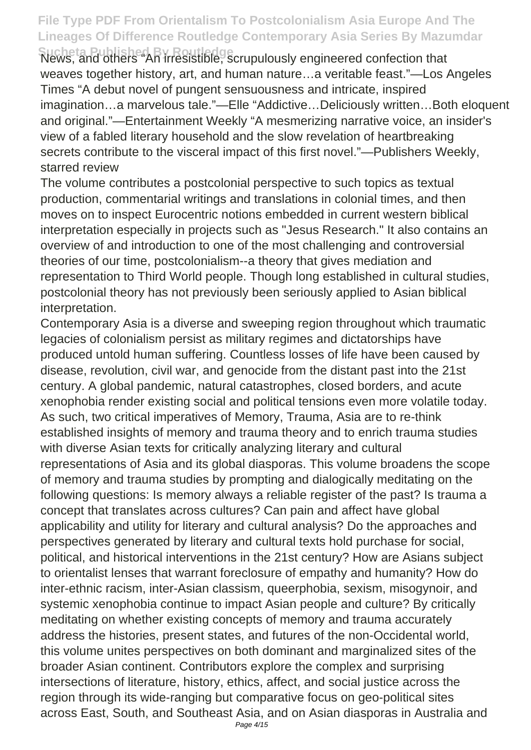News, and others "An irresistible, scrupulously engineered confection that weaves together history, art, and human nature…a veritable feast."—Los Angeles Times "A debut novel of pungent sensuousness and intricate, inspired imagination…a marvelous tale."—Elle "Addictive…Deliciously written…Both eloquent and original."—Entertainment Weekly "A mesmerizing narrative voice, an insider's view of a fabled literary household and the slow revelation of heartbreaking secrets contribute to the visceral impact of this first novel."—Publishers Weekly, starred review

The volume contributes a postcolonial perspective to such topics as textual production, commentarial writings and translations in colonial times, and then moves on to inspect Eurocentric notions embedded in current western biblical interpretation especially in projects such as "Jesus Research." It also contains an overview of and introduction to one of the most challenging and controversial theories of our time, postcolonialism--a theory that gives mediation and representation to Third World people. Though long established in cultural studies, postcolonial theory has not previously been seriously applied to Asian biblical interpretation.

Contemporary Asia is a diverse and sweeping region throughout which traumatic legacies of colonialism persist as military regimes and dictatorships have produced untold human suffering. Countless losses of life have been caused by disease, revolution, civil war, and genocide from the distant past into the 21st century. A global pandemic, natural catastrophes, closed borders, and acute xenophobia render existing social and political tensions even more volatile today. As such, two critical imperatives of Memory, Trauma, Asia are to re-think established insights of memory and trauma theory and to enrich trauma studies with diverse Asian texts for critically analyzing literary and cultural representations of Asia and its global diasporas. This volume broadens the scope of memory and trauma studies by prompting and dialogically meditating on the following questions: Is memory always a reliable register of the past? Is trauma a concept that translates across cultures? Can pain and affect have global applicability and utility for literary and cultural analysis? Do the approaches and perspectives generated by literary and cultural texts hold purchase for social, political, and historical interventions in the 21st century? How are Asians subject to orientalist lenses that warrant foreclosure of empathy and humanity? How do inter-ethnic racism, inter-Asian classism, queerphobia, sexism, misogynoir, and systemic xenophobia continue to impact Asian people and culture? By critically meditating on whether existing concepts of memory and trauma accurately address the histories, present states, and futures of the non-Occidental world, this volume unites perspectives on both dominant and marginalized sites of the broader Asian continent. Contributors explore the complex and surprising intersections of literature, history, ethics, affect, and social justice across the region through its wide-ranging but comparative focus on geo-political sites across East, South, and Southeast Asia, and on Asian diasporas in Australia and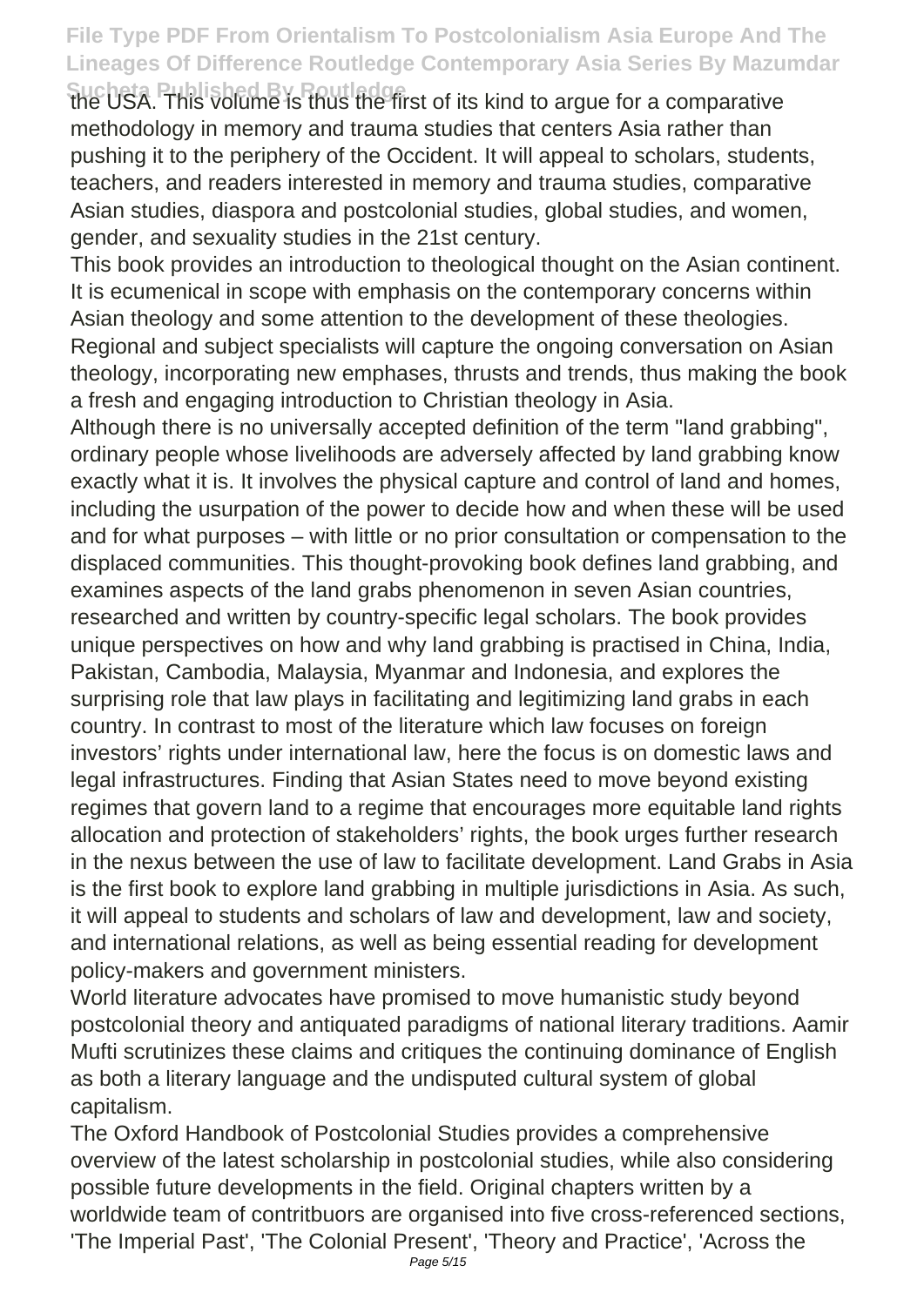the USA. This volume is thus the first of its kind to argue for a comparative methodology in memory and trauma studies that centers Asia rather than pushing it to the periphery of the Occident. It will appeal to scholars, students, teachers, and readers interested in memory and trauma studies, comparative Asian studies, diaspora and postcolonial studies, global studies, and women, gender, and sexuality studies in the 21st century.

This book provides an introduction to theological thought on the Asian continent. It is ecumenical in scope with emphasis on the contemporary concerns within Asian theology and some attention to the development of these theologies. Regional and subject specialists will capture the ongoing conversation on Asian theology, incorporating new emphases, thrusts and trends, thus making the book a fresh and engaging introduction to Christian theology in Asia.

Although there is no universally accepted definition of the term "land grabbing", ordinary people whose livelihoods are adversely affected by land grabbing know exactly what it is. It involves the physical capture and control of land and homes, including the usurpation of the power to decide how and when these will be used and for what purposes – with little or no prior consultation or compensation to the displaced communities. This thought-provoking book defines land grabbing, and examines aspects of the land grabs phenomenon in seven Asian countries, researched and written by country-specific legal scholars. The book provides unique perspectives on how and why land grabbing is practised in China, India, Pakistan, Cambodia, Malaysia, Myanmar and Indonesia, and explores the surprising role that law plays in facilitating and legitimizing land grabs in each country. In contrast to most of the literature which law focuses on foreign investors' rights under international law, here the focus is on domestic laws and legal infrastructures. Finding that Asian States need to move beyond existing regimes that govern land to a regime that encourages more equitable land rights allocation and protection of stakeholders' rights, the book urges further research in the nexus between the use of law to facilitate development. Land Grabs in Asia is the first book to explore land grabbing in multiple jurisdictions in Asia. As such, it will appeal to students and scholars of law and development, law and society, and international relations, as well as being essential reading for development policy-makers and government ministers.

World literature advocates have promised to move humanistic study beyond postcolonial theory and antiquated paradigms of national literary traditions. Aamir Mufti scrutinizes these claims and critiques the continuing dominance of English as both a literary language and the undisputed cultural system of global capitalism.

The Oxford Handbook of Postcolonial Studies provides a comprehensive overview of the latest scholarship in postcolonial studies, while also considering possible future developments in the field. Original chapters written by a worldwide team of contritbuors are organised into five cross-referenced sections, 'The Imperial Past', 'The Colonial Present', 'Theory and Practice', 'Across the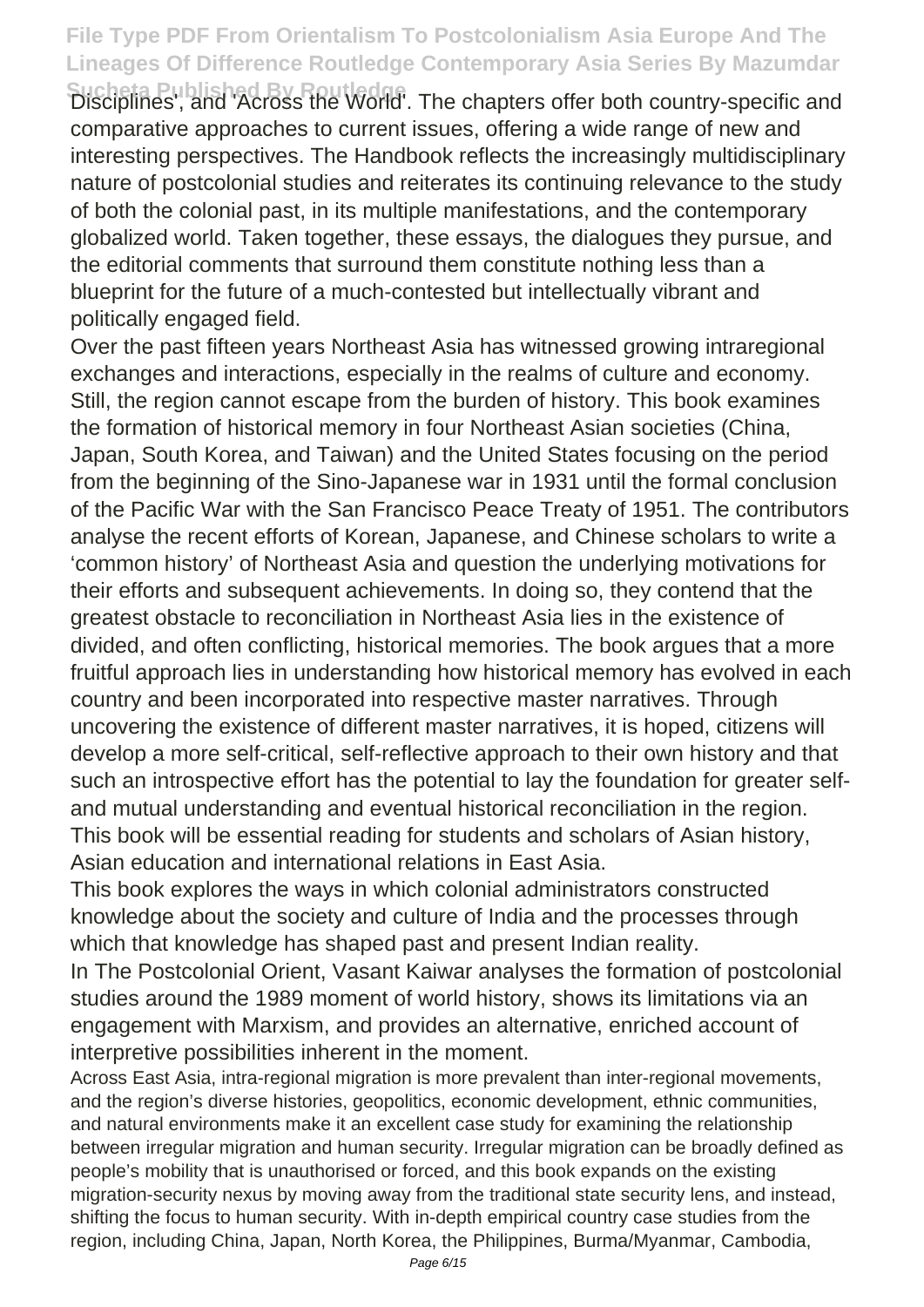Disciplines', and 'Across the World'. The chapters offer both country-specific and comparative approaches to current issues, offering a wide range of new and interesting perspectives. The Handbook reflects the increasingly multidisciplinary nature of postcolonial studies and reiterates its continuing relevance to the study of both the colonial past, in its multiple manifestations, and the contemporary globalized world. Taken together, these essays, the dialogues they pursue, and the editorial comments that surround them constitute nothing less than a blueprint for the future of a much-contested but intellectually vibrant and politically engaged field.

Over the past fifteen years Northeast Asia has witnessed growing intraregional exchanges and interactions, especially in the realms of culture and economy. Still, the region cannot escape from the burden of history. This book examines the formation of historical memory in four Northeast Asian societies (China, Japan, South Korea, and Taiwan) and the United States focusing on the period from the beginning of the Sino-Japanese war in 1931 until the formal conclusion of the Pacific War with the San Francisco Peace Treaty of 1951. The contributors analyse the recent efforts of Korean, Japanese, and Chinese scholars to write a 'common history' of Northeast Asia and question the underlying motivations for their efforts and subsequent achievements. In doing so, they contend that the greatest obstacle to reconciliation in Northeast Asia lies in the existence of divided, and often conflicting, historical memories. The book argues that a more fruitful approach lies in understanding how historical memory has evolved in each country and been incorporated into respective master narratives. Through uncovering the existence of different master narratives, it is hoped, citizens will develop a more self-critical, self-reflective approach to their own history and that such an introspective effort has the potential to lay the foundation for greater self- and mutual understanding and eventual historical reconciliation in the region. This book will be essential reading for students and scholars of Asian history, Asian education and international relations in East Asia.

This book explores the ways in which colonial administrators constructed knowledge about the society and culture of India and the processes through which that knowledge has shaped past and present Indian reality.

In The Postcolonial Orient, Vasant Kaiwar analyses the formation of postcolonial studies around the 1989 moment of world history, shows its limitations via an engagement with Marxism, and provides an alternative, enriched account of interpretive possibilities inherent in the moment.

Across East Asia, intra-regional migration is more prevalent than inter-regional movements, and the region's diverse histories, geopolitics, economic development, ethnic communities, and natural environments make it an excellent case study for examining the relationship between irregular migration and human security. Irregular migration can be broadly defined as people's mobility that is unauthorised or forced, and this book expands on the existing migration-security nexus by moving away from the traditional state security lens, and instead, shifting the focus to human security. With in-depth empirical country case studies from the region, including China, Japan, North Korea, the Philippines, Burma/Myanmar, Cambodia,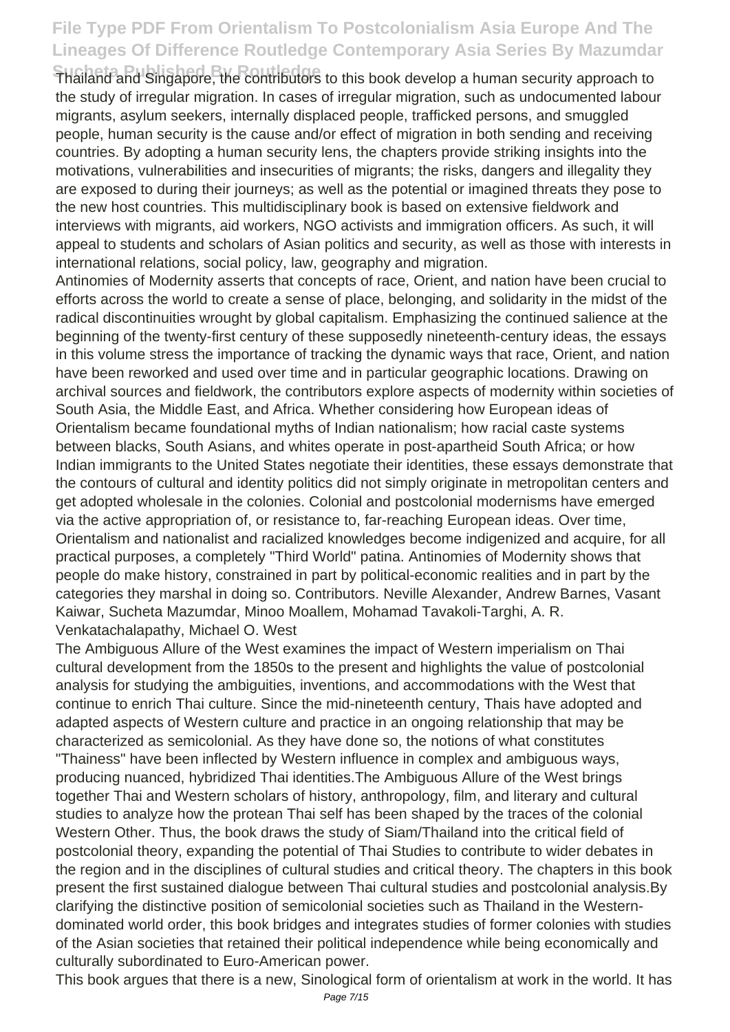Thailand and Singapore, the contributors to this book develop a human security approach to the study of irregular migration. In cases of irregular migration, such as undocumented labour migrants, asylum seekers, internally displaced people, trafficked persons, and smuggled people, human security is the cause and/or effect of migration in both sending and receiving countries. By adopting a human security lens, the chapters provide striking insights into the motivations, vulnerabilities and insecurities of migrants; the risks, dangers and illegality they are exposed to during their journeys; as well as the potential or imagined threats they pose to the new host countries. This multidisciplinary book is based on extensive fieldwork and interviews with migrants, aid workers, NGO activists and immigration officers. As such, it will appeal to students and scholars of Asian politics and security, as well as those with interests in international relations, social policy, law, geography and migration.

Antinomies of Modernity asserts that concepts of race, Orient, and nation have been crucial to efforts across the world to create a sense of place, belonging, and solidarity in the midst of the radical discontinuities wrought by global capitalism. Emphasizing the continued salience at the beginning of the twenty-first century of these supposedly nineteenth-century ideas, the essays in this volume stress the importance of tracking the dynamic ways that race, Orient, and nation have been reworked and used over time and in particular geographic locations. Drawing on archival sources and fieldwork, the contributors explore aspects of modernity within societies of South Asia, the Middle East, and Africa. Whether considering how European ideas of Orientalism became foundational myths of Indian nationalism; how racial caste systems between blacks, South Asians, and whites operate in post-apartheid South Africa; or how Indian immigrants to the United States negotiate their identities, these essays demonstrate that the contours of cultural and identity politics did not simply originate in metropolitan centers and get adopted wholesale in the colonies. Colonial and postcolonial modernisms have emerged via the active appropriation of, or resistance to, far-reaching European ideas. Over time, Orientalism and nationalist and racialized knowledges become indigenized and acquire, for all practical purposes, a completely "Third World" patina. Antinomies of Modernity shows that people do make history, constrained in part by political-economic realities and in part by the categories they marshal in doing so. Contributors. Neville Alexander, Andrew Barnes, Vasant Kaiwar, Sucheta Mazumdar, Minoo Moallem, Mohamad Tavakoli-Targhi, A. R. Venkatachalapathy, Michael O. West

The Ambiguous Allure of the West examines the impact of Western imperialism on Thai cultural development from the 1850s to the present and highlights the value of postcolonial analysis for studying the ambiguities, inventions, and accommodations with the West that continue to enrich Thai culture. Since the mid-nineteenth century, Thais have adopted and adapted aspects of Western culture and practice in an ongoing relationship that may be characterized as semicolonial. As they have done so, the notions of what constitutes "Thainess" have been inflected by Western influence in complex and ambiguous ways, producing nuanced, hybridized Thai identities.The Ambiguous Allure of the West brings together Thai and Western scholars of history, anthropology, film, and literary and cultural studies to analyze how the protean Thai self has been shaped by the traces of the colonial Western Other. Thus, the book draws the study of Siam/Thailand into the critical field of postcolonial theory, expanding the potential of Thai Studies to contribute to wider debates in the region and in the disciplines of cultural studies and critical theory. The chapters in this book present the first sustained dialogue between Thai cultural studies and postcolonial analysis.By clarifying the distinctive position of semicolonial societies such as Thailand in the Western-dominated world order, this book bridges and integrates studies of former colonies with studies of the Asian societies that retained their political independence while being economically and culturally subordinated to Euro-American power.

This book argues that there is a new, Sinological form of orientalism at work in the world. It has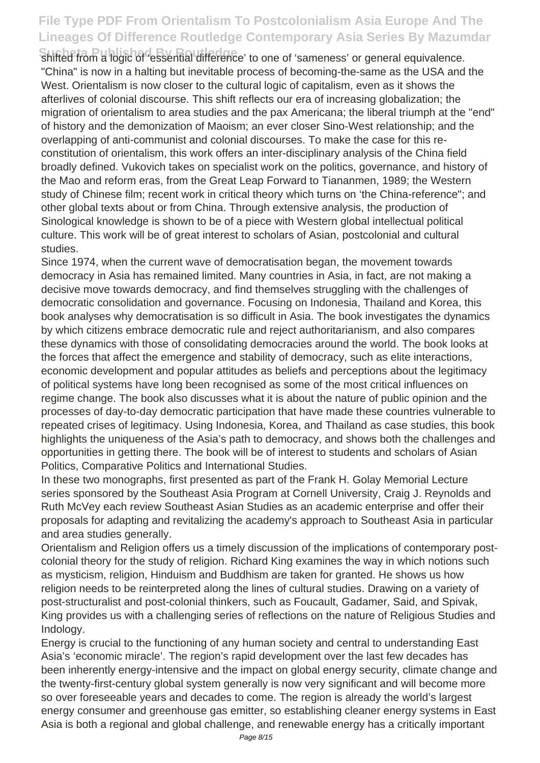shifted from a logic of 'essential difference' to one of 'sameness' or general equivalence. "China" is now in a halting but inevitable process of becoming-the-same as the USA and the West. Orientalism is now closer to the cultural logic of capitalism, even as it shows the afterlives of colonial discourse. This shift reflects our era of increasing globalization; the migration of orientalism to area studies and the pax Americana; the liberal triumph at the "end" of history and the demonization of Maoism; an ever closer Sino-West relationship; and the overlapping of anti-communist and colonial discourses. To make the case for this re-constitution of orientalism, this work offers an inter-disciplinary analysis of the China field broadly defined. Vukovich takes on specialist work on the politics, governance, and history of the Mao and reform eras, from the Great Leap Forward to Tiananmen, 1989; the Western study of Chinese film; recent work in critical theory which turns on 'the China-reference"; and other global texts about or from China. Through extensive analysis, the production of Sinological knowledge is shown to be of a piece with Western global intellectual political culture. This work will be of great interest to scholars of Asian, postcolonial and cultural studies.

Since 1974, when the current wave of democratisation began, the movement towards democracy in Asia has remained limited. Many countries in Asia, in fact, are not making a decisive move towards democracy, and find themselves struggling with the challenges of democratic consolidation and governance. Focusing on Indonesia, Thailand and Korea, this book analyses why democratisation is so difficult in Asia. The book investigates the dynamics by which citizens embrace democratic rule and reject authoritarianism, and also compares these dynamics with those of consolidating democracies around the world. The book looks at the forces that affect the emergence and stability of democracy, such as elite interactions, economic development and popular attitudes as beliefs and perceptions about the legitimacy of political systems have long been recognised as some of the most critical influences on regime change. The book also discusses what it is about the nature of public opinion and the processes of day-to-day democratic participation that have made these countries vulnerable to repeated crises of legitimacy. Using Indonesia, Korea, and Thailand as case studies, this book highlights the uniqueness of the Asia's path to democracy, and shows both the challenges and opportunities in getting there. The book will be of interest to students and scholars of Asian Politics, Comparative Politics and International Studies.

In these two monographs, first presented as part of the Frank H. Golay Memorial Lecture series sponsored by the Southeast Asia Program at Cornell University, Craig J. Reynolds and Ruth McVey each review Southeast Asian Studies as an academic enterprise and offer their proposals for adapting and revitalizing the academy's approach to Southeast Asia in particular and area studies generally.

Orientalism and Religion offers us a timely discussion of the implications of contemporary post-colonial theory for the study of religion. Richard King examines the way in which notions such as mysticism, religion, Hinduism and Buddhism are taken for granted. He shows us how religion needs to be reinterpreted along the lines of cultural studies. Drawing on a variety of post-structuralist and post-colonial thinkers, such as Foucault, Gadamer, Said, and Spivak, King provides us with a challenging series of reflections on the nature of Religious Studies and Indology.

Energy is crucial to the functioning of any human society and central to understanding East Asia's 'economic miracle'. The region's rapid development over the last few decades has been inherently energy-intensive and the impact on global energy security, climate change and the twenty-first-century global system generally is now very significant and will become more so over foreseeable years and decades to come. The region is already the world's largest energy consumer and greenhouse gas emitter, so establishing cleaner energy systems in East Asia is both a regional and global challenge, and renewable energy has a critically important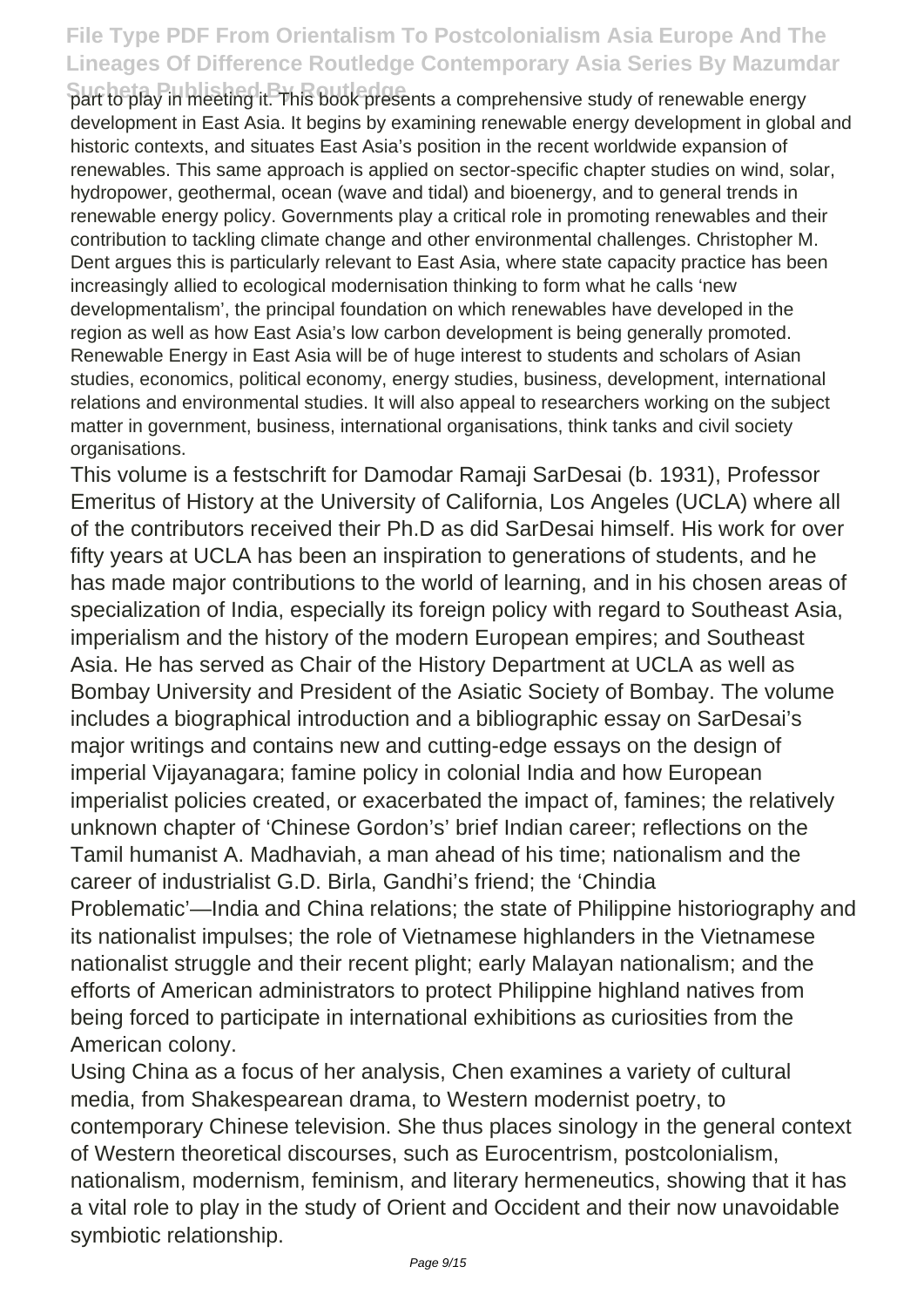part to play in meeting it. This book presents a comprehensive study of renewable energy development in East Asia. It begins by examining renewable energy development in global and historic contexts, and situates East Asia's position in the recent worldwide expansion of renewables. This same approach is applied on sector-specific chapter studies on wind, solar, hydropower, geothermal, ocean (wave and tidal) and bioenergy, and to general trends in renewable energy policy. Governments play a critical role in promoting renewables and their contribution to tackling climate change and other environmental challenges. Christopher M. Dent argues this is particularly relevant to East Asia, where state capacity practice has been increasingly allied to ecological modernisation thinking to form what he calls 'new developmentalism', the principal foundation on which renewables have developed in the region as well as how East Asia's low carbon development is being generally promoted. Renewable Energy in East Asia will be of huge interest to students and scholars of Asian studies, economics, political economy, energy studies, business, development, international relations and environmental studies. It will also appeal to researchers working on the subject matter in government, business, international organisations, think tanks and civil society organisations.

This volume is a festschrift for Damodar Ramaji SarDesai (b. 1931), Professor Emeritus of History at the University of California, Los Angeles (UCLA) where all of the contributors received their Ph.D as did SarDesai himself. His work for over fifty years at UCLA has been an inspiration to generations of students, and he has made major contributions to the world of learning, and in his chosen areas of specialization of India, especially its foreign policy with regard to Southeast Asia, imperialism and the history of the modern European empires; and Southeast Asia. He has served as Chair of the History Department at UCLA as well as Bombay University and President of the Asiatic Society of Bombay. The volume includes a biographical introduction and a bibliographic essay on SarDesai's major writings and contains new and cutting-edge essays on the design of imperial Vijayanagara; famine policy in colonial India and how European imperialist policies created, or exacerbated the impact of, famines; the relatively unknown chapter of 'Chinese Gordon's' brief Indian career; reflections on the Tamil humanist A. Madhaviah, a man ahead of his time; nationalism and the career of industrialist G.D. Birla, Gandhi's friend; the 'Chindia Problematic'—India and China relations; the state of Philippine historiography and its nationalist impulses; the role of Vietnamese highlanders in the Vietnamese nationalist struggle and their recent plight; early Malayan nationalism; and the efforts of American administrators to protect Philippine highland natives from being forced to participate in international exhibitions as curiosities from the American colony.

Using China as a focus of her analysis, Chen examines a variety of cultural media, from Shakespearean drama, to Western modernist poetry, to contemporary Chinese television. She thus places sinology in the general context of Western theoretical discourses, such as Eurocentrism, postcolonialism, nationalism, modernism, feminism, and literary hermeneutics, showing that it has a vital role to play in the study of Orient and Occident and their now unavoidable symbiotic relationship.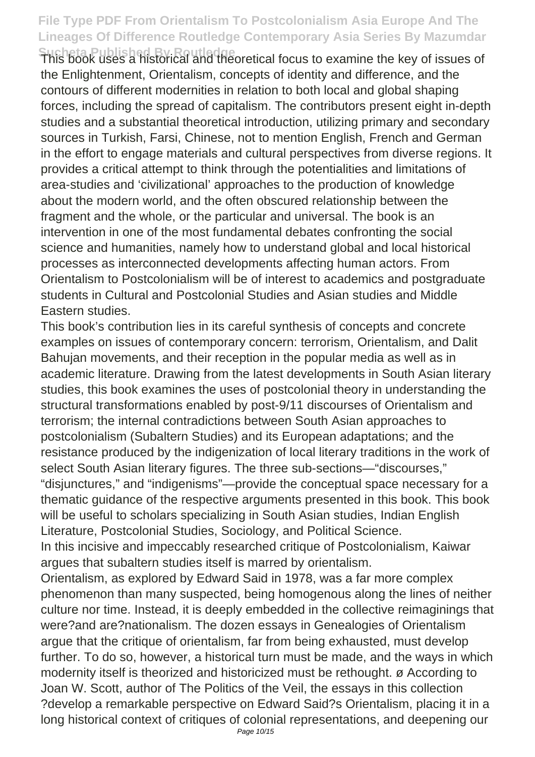This book uses a historical and theoretical focus to examine the key of issues of the Enlightenment, Orientalism, concepts of identity and difference, and the contours of different modernities in relation to both local and global shaping forces, including the spread of capitalism. The contributors present eight in-depth studies and a substantial theoretical introduction, utilizing primary and secondary sources in Turkish, Farsi, Chinese, not to mention English, French and German in the effort to engage materials and cultural perspectives from diverse regions. It provides a critical attempt to think through the potentialities and limitations of area-studies and 'civilizational' approaches to the production of knowledge about the modern world, and the often obscured relationship between the fragment and the whole, or the particular and universal. The book is an intervention in one of the most fundamental debates confronting the social science and humanities, namely how to understand global and local historical processes as interconnected developments affecting human actors. From Orientalism to Postcolonialism will be of interest to academics and postgraduate students in Cultural and Postcolonial Studies and Asian studies and Middle Eastern studies.

This book's contribution lies in its careful synthesis of concepts and concrete examples on issues of contemporary concern: terrorism, Orientalism, and Dalit Bahujan movements, and their reception in the popular media as well as in academic literature. Drawing from the latest developments in South Asian literary studies, this book examines the uses of postcolonial theory in understanding the structural transformations enabled by post-9/11 discourses of Orientalism and terrorism; the internal contradictions between South Asian approaches to postcolonialism (Subaltern Studies) and its European adaptations; and the resistance produced by the indigenization of local literary traditions in the work of select South Asian literary figures. The three sub-sections—"discourses," "disjunctures," and "indigenisms"—provide the conceptual space necessary for a thematic guidance of the respective arguments presented in this book. This book will be useful to scholars specializing in South Asian studies, Indian English Literature, Postcolonial Studies, Sociology, and Political Science.

In this incisive and impeccably researched critique of Postcolonialism, Kaiwar argues that subaltern studies itself is marred by orientalism.

Orientalism, as explored by Edward Said in 1978, was a far more complex phenomenon than many suspected, being homogenous along the lines of neither culture nor time. Instead, it is deeply embedded in the collective reimaginings that were?and are?nationalism. The dozen essays in Genealogies of Orientalism argue that the critique of orientalism, far from being exhausted, must develop further. To do so, however, a historical turn must be made, and the ways in which modernity itself is theorized and historicized must be rethought. ø According to Joan W. Scott, author of The Politics of the Veil, the essays in this collection ?develop a remarkable perspective on Edward Said?s Orientalism, placing it in a long historical context of critiques of colonial representations, and deepening our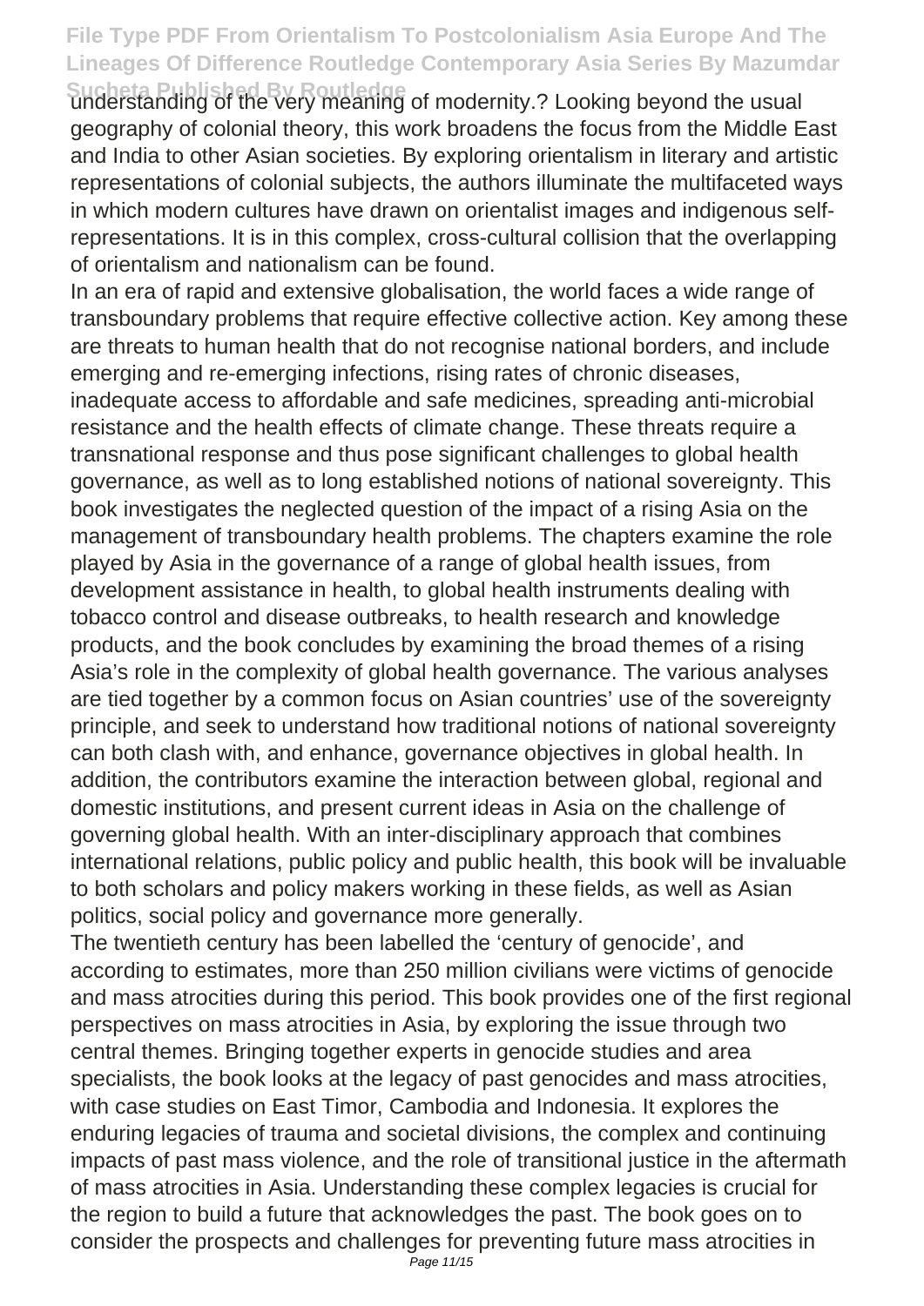understanding of the very meaning of modernity.? Looking beyond the usual geography of colonial theory, this work broadens the focus from the Middle East and India to other Asian societies. By exploring orientalism in literary and artistic representations of colonial subjects, the authors illuminate the multifaceted ways in which modern cultures have drawn on orientalist images and indigenous self-representations. It is in this complex, cross-cultural collision that the overlapping of orientalism and nationalism can be found.

In an era of rapid and extensive globalisation, the world faces a wide range of transboundary problems that require effective collective action. Key among these are threats to human health that do not recognise national borders, and include emerging and re-emerging infections, rising rates of chronic diseases, inadequate access to affordable and safe medicines, spreading anti-microbial resistance and the health effects of climate change. These threats require a transnational response and thus pose significant challenges to global health governance, as well as to long established notions of national sovereignty. This book investigates the neglected question of the impact of a rising Asia on the management of transboundary health problems. The chapters examine the role played by Asia in the governance of a range of global health issues, from development assistance in health, to global health instruments dealing with tobacco control and disease outbreaks, to health research and knowledge products, and the book concludes by examining the broad themes of a rising Asia's role in the complexity of global health governance. The various analyses are tied together by a common focus on Asian countries' use of the sovereignty principle, and seek to understand how traditional notions of national sovereignty can both clash with, and enhance, governance objectives in global health. In addition, the contributors examine the interaction between global, regional and domestic institutions, and present current ideas in Asia on the challenge of governing global health. With an inter-disciplinary approach that combines international relations, public policy and public health, this book will be invaluable to both scholars and policy makers working in these fields, as well as Asian politics, social policy and governance more generally.

The twentieth century has been labelled the 'century of genocide', and according to estimates, more than 250 million civilians were victims of genocide and mass atrocities during this period. This book provides one of the first regional perspectives on mass atrocities in Asia, by exploring the issue through two central themes. Bringing together experts in genocide studies and area specialists, the book looks at the legacy of past genocides and mass atrocities, with case studies on East Timor, Cambodia and Indonesia. It explores the enduring legacies of trauma and societal divisions, the complex and continuing impacts of past mass violence, and the role of transitional justice in the aftermath of mass atrocities in Asia. Understanding these complex legacies is crucial for the region to build a future that acknowledges the past. The book goes on to consider the prospects and challenges for preventing future mass atrocities in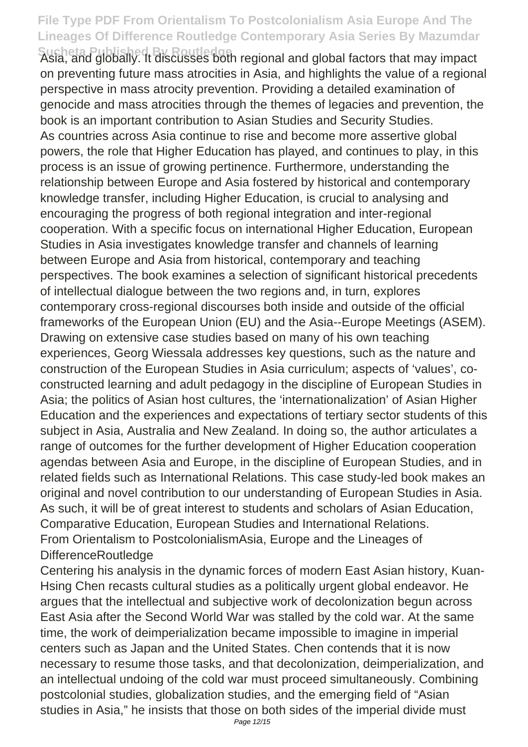Asia, and globally. It discusses both regional and global factors that may impact on preventing future mass atrocities in Asia, and highlights the value of a regional perspective in mass atrocity prevention. Providing a detailed examination of genocide and mass atrocities through the themes of legacies and prevention, the book is an important contribution to Asian Studies and Security Studies.

As countries across Asia continue to rise and become more assertive global powers, the role that Higher Education has played, and continues to play, in this process is an issue of growing pertinence. Furthermore, understanding the relationship between Europe and Asia fostered by historical and contemporary knowledge transfer, including Higher Education, is crucial to analysing and encouraging the progress of both regional integration and inter-regional cooperation. With a specific focus on international Higher Education, European Studies in Asia investigates knowledge transfer and channels of learning between Europe and Asia from historical, contemporary and teaching perspectives. The book examines a selection of significant historical precedents of intellectual dialogue between the two regions and, in turn, explores contemporary cross-regional discourses both inside and outside of the official frameworks of the European Union (EU) and the Asia--Europe Meetings (ASEM). Drawing on extensive case studies based on many of his own teaching experiences, Georg Wiessala addresses key questions, such as the nature and construction of the European Studies in Asia curriculum; aspects of 'values', co-constructed learning and adult pedagogy in the discipline of European Studies in Asia; the politics of Asian host cultures, the 'internationalization' of Asian Higher Education and the experiences and expectations of tertiary sector students of this subject in Asia, Australia and New Zealand. In doing so, the author articulates a range of outcomes for the further development of Higher Education cooperation agendas between Asia and Europe, in the discipline of European Studies, and in related fields such as International Relations. This case study-led book makes an original and novel contribution to our understanding of European Studies in Asia. As such, it will be of great interest to students and scholars of Asian Education, Comparative Education, European Studies and International Relations.

From Orientalism to PostcolonialismAsia, Europe and the Lineages of DifferenceRoutledge

Centering his analysis in the dynamic forces of modern East Asian history, Kuan-Hsing Chen recasts cultural studies as a politically urgent global endeavor. He argues that the intellectual and subjective work of decolonization begun across East Asia after the Second World War was stalled by the cold war. At the same time, the work of deimperialization became impossible to imagine in imperial centers such as Japan and the United States. Chen contends that it is now necessary to resume those tasks, and that decolonization, deimperialization, and an intellectual undoing of the cold war must proceed simultaneously. Combining postcolonial studies, globalization studies, and the emerging field of "Asian studies in Asia," he insists that those on both sides of the imperial divide must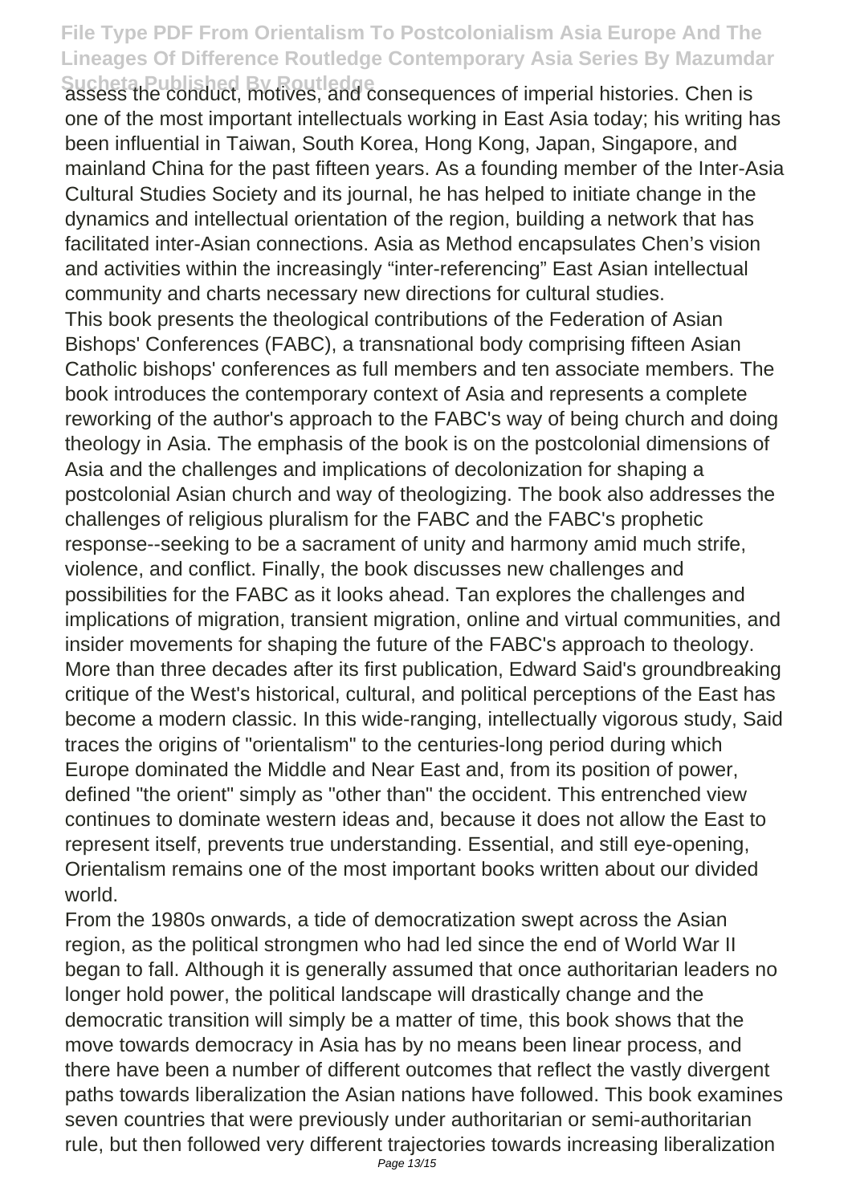assess the conduct, motives, and consequences of imperial histories. Chen is one of the most important intellectuals working in East Asia today; his writing has been influential in Taiwan, South Korea, Hong Kong, Japan, Singapore, and mainland China for the past fifteen years. As a founding member of the Inter-Asia Cultural Studies Society and its journal, he has helped to initiate change in the dynamics and intellectual orientation of the region, building a network that has facilitated inter-Asian connections. Asia as Method encapsulates Chen's vision and activities within the increasingly "inter-referencing" East Asian intellectual community and charts necessary new directions for cultural studies.

This book presents the theological contributions of the Federation of Asian Bishops' Conferences (FABC), a transnational body comprising fifteen Asian Catholic bishops' conferences as full members and ten associate members. The book introduces the contemporary context of Asia and represents a complete reworking of the author's approach to the FABC's way of being church and doing theology in Asia. The emphasis of the book is on the postcolonial dimensions of Asia and the challenges and implications of decolonization for shaping a postcolonial Asian church and way of theologizing. The book also addresses the challenges of religious pluralism for the FABC and the FABC's prophetic response--seeking to be a sacrament of unity and harmony amid much strife, violence, and conflict. Finally, the book discusses new challenges and possibilities for the FABC as it looks ahead. Tan explores the challenges and implications of migration, transient migration, online and virtual communities, and insider movements for shaping the future of the FABC's approach to theology.

More than three decades after its first publication, Edward Said's groundbreaking critique of the West's historical, cultural, and political perceptions of the East has become a modern classic. In this wide-ranging, intellectually vigorous study, Said traces the origins of "orientalism" to the centuries-long period during which Europe dominated the Middle and Near East and, from its position of power, defined "the orient" simply as "other than" the occident. This entrenched view continues to dominate western ideas and, because it does not allow the East to represent itself, prevents true understanding. Essential, and still eye-opening, Orientalism remains one of the most important books written about our divided world.

From the 1980s onwards, a tide of democratization swept across the Asian region, as the political strongmen who had led since the end of World War II began to fall. Although it is generally assumed that once authoritarian leaders no longer hold power, the political landscape will drastically change and the democratic transition will simply be a matter of time, this book shows that the move towards democracy in Asia has by no means been linear process, and there have been a number of different outcomes that reflect the vastly divergent paths towards liberalization the Asian nations have followed. This book examines seven countries that were previously under authoritarian or semi-authoritarian rule, but then followed very different trajectories towards increasing liberalization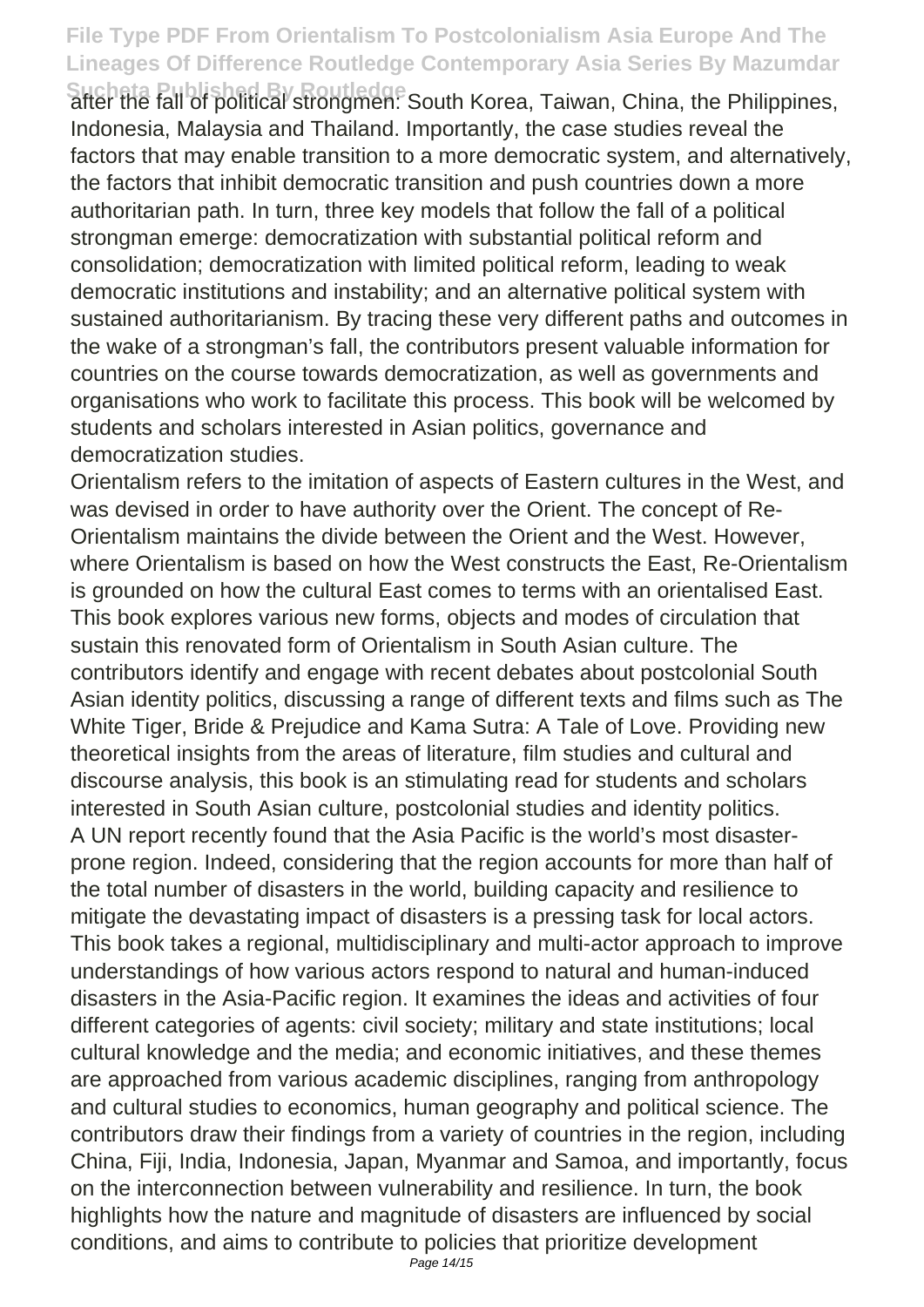after the fall of political strongmen: South Korea, Taiwan, China, the Philippines, Indonesia, Malaysia and Thailand. Importantly, the case studies reveal the factors that may enable transition to a more democratic system, and alternatively, the factors that inhibit democratic transition and push countries down a more authoritarian path. In turn, three key models that follow the fall of a political strongman emerge: democratization with substantial political reform and consolidation; democratization with limited political reform, leading to weak democratic institutions and instability; and an alternative political system with sustained authoritarianism. By tracing these very different paths and outcomes in the wake of a strongman's fall, the contributors present valuable information for countries on the course towards democratization, as well as governments and organisations who work to facilitate this process. This book will be welcomed by students and scholars interested in Asian politics, governance and democratization studies.

Orientalism refers to the imitation of aspects of Eastern cultures in the West, and was devised in order to have authority over the Orient. The concept of Re-Orientalism maintains the divide between the Orient and the West. However, where Orientalism is based on how the West constructs the East, Re-Orientalism is grounded on how the cultural East comes to terms with an orientalised East. This book explores various new forms, objects and modes of circulation that sustain this renovated form of Orientalism in South Asian culture. The contributors identify and engage with recent debates about postcolonial South Asian identity politics, discussing a range of different texts and films such as The White Tiger, Bride & Prejudice and Kama Sutra: A Tale of Love. Providing new theoretical insights from the areas of literature, film studies and cultural and discourse analysis, this book is an stimulating read for students and scholars interested in South Asian culture, postcolonial studies and identity politics.

A UN report recently found that the Asia Pacific is the world's most disaster-prone region. Indeed, considering that the region accounts for more than half of the total number of disasters in the world, building capacity and resilience to mitigate the devastating impact of disasters is a pressing task for local actors. This book takes a regional, multidisciplinary and multi-actor approach to improve understandings of how various actors respond to natural and human-induced disasters in the Asia-Pacific region. It examines the ideas and activities of four different categories of agents: civil society; military and state institutions; local cultural knowledge and the media; and economic initiatives, and these themes are approached from various academic disciplines, ranging from anthropology and cultural studies to economics, human geography and political science. The contributors draw their findings from a variety of countries in the region, including China, Fiji, India, Indonesia, Japan, Myanmar and Samoa, and importantly, focus on the interconnection between vulnerability and resilience. In turn, the book highlights how the nature and magnitude of disasters are influenced by social conditions, and aims to contribute to policies that prioritize development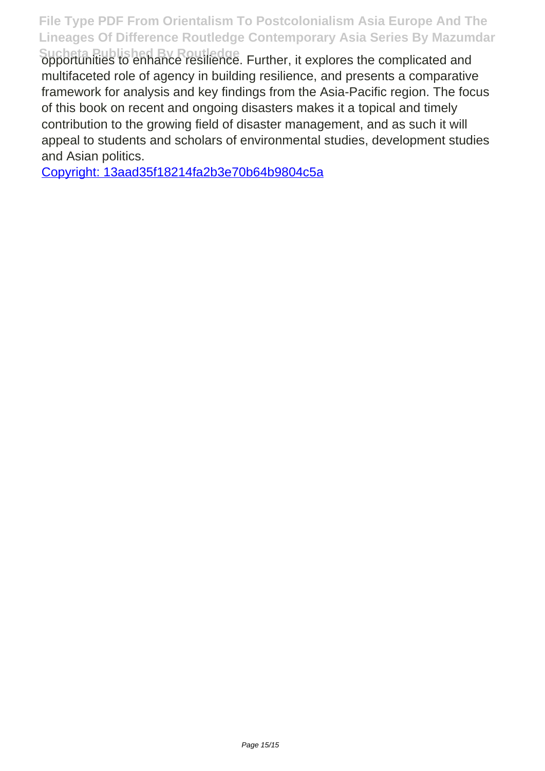opportunities to enhance resilience. Further, it explores the complicated and multifaceted role of agency in building resilience, and presents a comparative framework for analysis and key findings from the Asia-Pacific region. The focus of this book on recent and ongoing disasters makes it a topical and timely contribution to the growing field of disaster management, and as such it will appeal to students and scholars of environmental studies, development studies and Asian politics.

Copyright: 13aad35f18214fa2b3e70b64b9804c5a